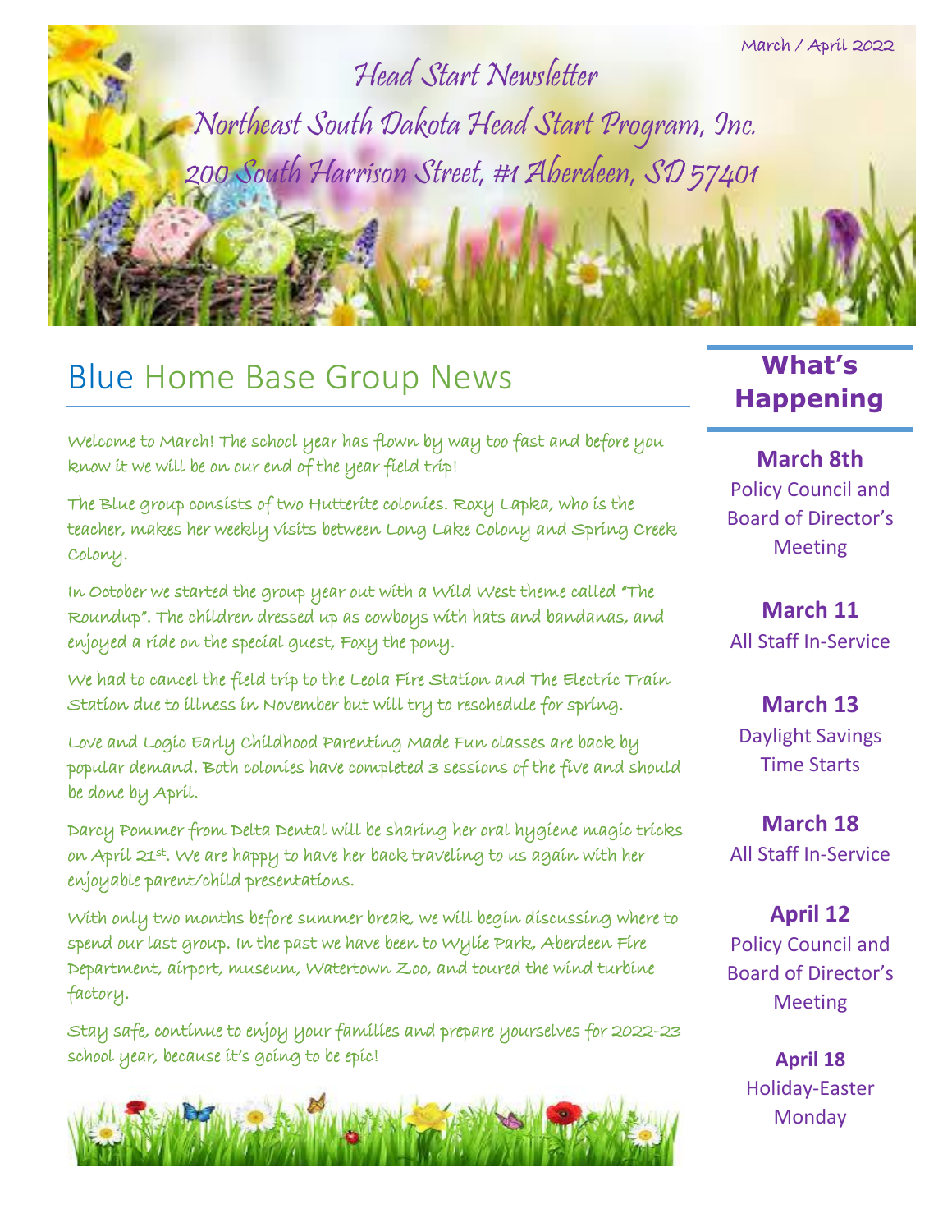March / April 2022

# Head Start Newsletter

## Northeast South Dakota Head Start Program, Inc.

## 200 South Harrison Street, #1 Aberdeen, SD 57401

## Blue Home Base Group News

Welcome to March! The school year has flown by way too fast and before you know it we will be on our end of the year field trip!

The Blue group consists of two Hutterite colonies. Roxy Lapka, who is the teacher, makes her weekly visits between Long Lake Colony and Spring Creek Colony.

In October we started the group year out with a Wild West theme called "The Roundup". The children dressed up as cowboys with hats and bandanas, and enjoyed a ride on the special guest, Foxy the pony.

We had to cancel the field trip to the Leola Fire Station and The Electric Train Station due to illness in November but will try to reschedule for spring.

Love and Logic Early Childhood Parenting Made Fun classes are back by popular demand. Both colonies have completed 3 sessions of the five and should be done by April.

Darcy Pommer from Delta Dental will be sharing her oral hygiene magic tricks on April 21st. We are happy to have her back traveling to us again with her enjoyable parent/child presentations.

With only two months before summer break, we will begin discussing where to spend our last group. In the past we have been to Wylie Park, Aberdeen Fire Department, airport, museum, Watertown Zoo, and toured the wind turbine factory.

Stay safe, continue to enjoy your families and prepare yourselves for 2022-23 school year, because it's going to be epic!

## What's Happening

**March 8th**
Policy Council and Board of Director's Meeting

**March 11**
All Staff In-Service

**March 13**
Daylight Savings Time Starts

**March 18**
All Staff In-Service

**April 12**
Policy Council and Board of Director's Meeting

**April 18**
Holiday-Easter Monday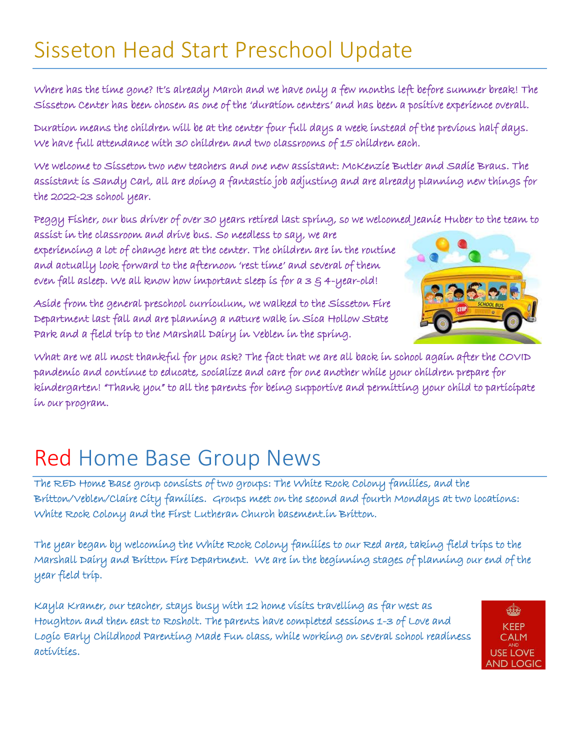# Sisseton Head Start Preschool Update

Where has the time gone? It's already March and we have only a few months left before summer break! The Sisseton Center has been chosen as one of the 'duration centers' and has been a positive experience overall.

Duration means the children will be at the center four full days a week instead of the previous half days. We have full attendance with 30 children and two classrooms of 15 children each.

We welcome to Sisseton two new teachers and one new assistant: McKenzie Butler and Sadie Braus. The assistant is Sandy Carl, all are doing a fantastic job adjusting and are already planning new things for the 2022-23 school year.

Peggy Fisher, our bus driver of over 30 years retired last spring, so we welcomed Jeanie Huber to the team to assist in the classroom and drive bus. So needless to say, we are experiencing a lot of change here at the center. The children are in the routine and actually look forward to the afternoon 'rest time' and several of them even fall asleep. We all know how important sleep is for a 3 & 4-year-old!

Aside from the general preschool curriculum, we walked to the Sisseton Fire Department last fall and are planning a nature walk in Sica Hollow State Park and a field trip to the Marshall Dairy in Veblen in the spring.

What are we all most thankful for you ask? The fact that we are all back in school again after the COVID pandemic and continue to educate, socialize and care for one another while your children prepare for kindergarten! "Thank you" to all the parents for being supportive and permitting your child to participate in our program.

# Red Home Base Group News

The RED Home Base group consists of two groups: The White Rock Colony families, and the Britton/Veblen/Claire City families. Groups meet on the second and fourth Mondays at two locations: White Rock Colony and the First Lutheran Church basement.in Britton.

The year began by welcoming the White Rock Colony families to our Red area, taking field trips to the Marshall Dairy and Britton Fire Department. We are in the beginning stages of planning our end of the year field trip.

Kayla Kramer, our teacher, stays busy with 12 home visits travelling as far west as Houghton and then east to Rosholt. The parents have completed sessions 1-3 of Love and Logic Early Childhood Parenting Made Fun class, while working on several school readiness activities.

KEEP CALM AND USE LOVE AND LOGIC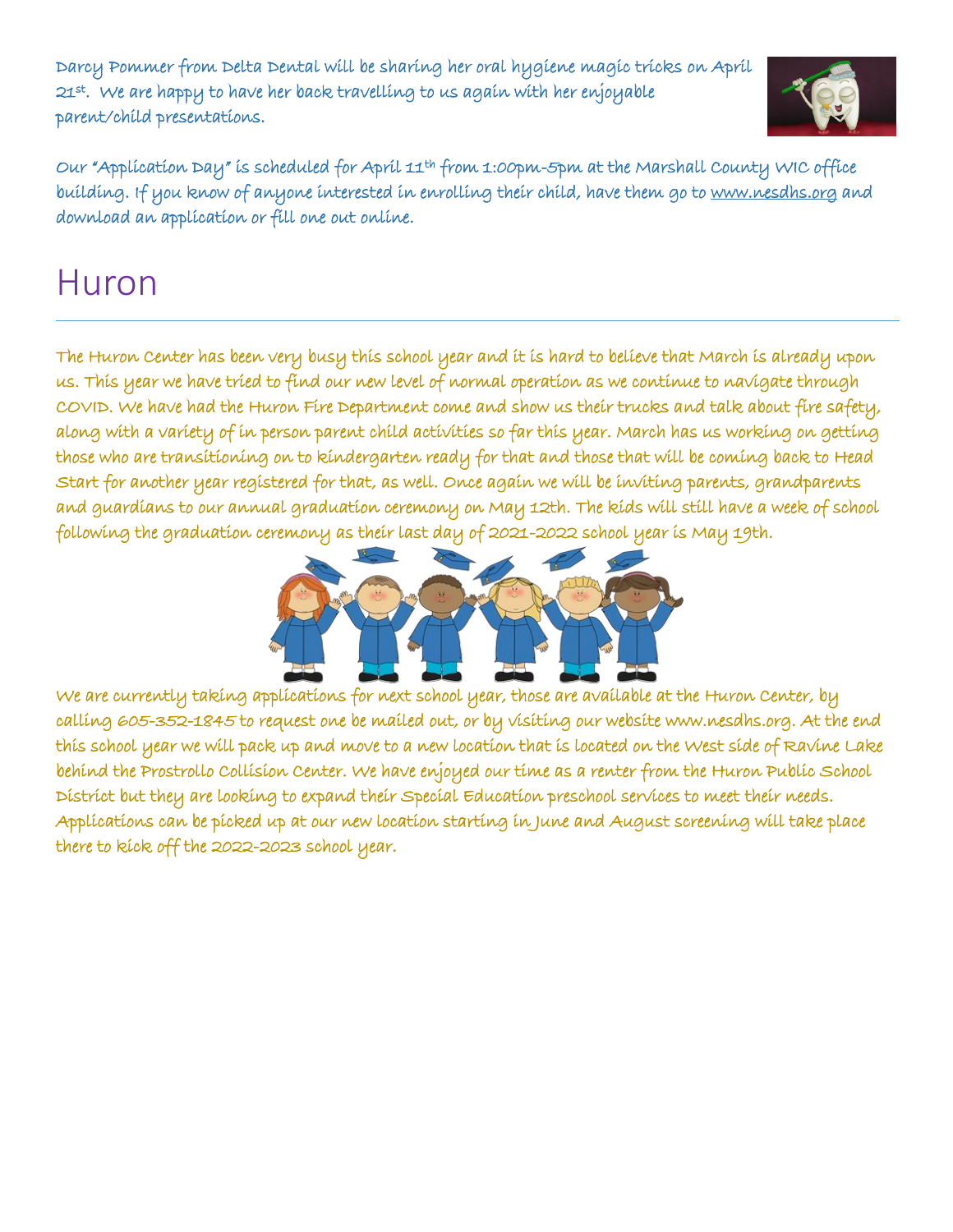Darcy Pommer from Delta Dental will be sharing her oral hygiene magic tricks on April 21st. We are happy to have her back travelling to us again with her enjoyable parent/child presentations.

Our "Application Day" is scheduled for April 11th from 1:00pm-5pm at the Marshall County WIC office building. If you know of anyone interested in enrolling their child, have them go to www.nesdhs.org and download an application or fill one out online.

# Huron

The Huron Center has been very busy this school year and it is hard to believe that March is already upon us. This year we have tried to find our new level of normal operation as we continue to navigate through COVID. We have had the Huron Fire Department come and show us their trucks and talk about fire safety, along with a variety of in person parent child activities so far this year. March has us working on getting those who are transitioning on to kindergarten ready for that and those that will be coming back to Head Start for another year registered for that, as well. Once again we will be inviting parents, grandparents and guardians to our annual graduation ceremony on May 12th. The kids will still have a week of school following the graduation ceremony as their last day of 2021-2022 school year is May 19th.

We are currently taking applications for next school year, those are available at the Huron Center, by calling 605-352-1845 to request one be mailed out, or by visiting our website www.nesdhs.org. At the end this school year we will pack up and move to a new location that is located on the West side of Ravine Lake behind the Prostrollo Collision Center. We have enjoyed our time as a renter from the Huron Public School District but they are looking to expand their Special Education preschool services to meet their needs. Applications can be picked up at our new location starting in June and August screening will take place there to kick off the 2022-2023 school year.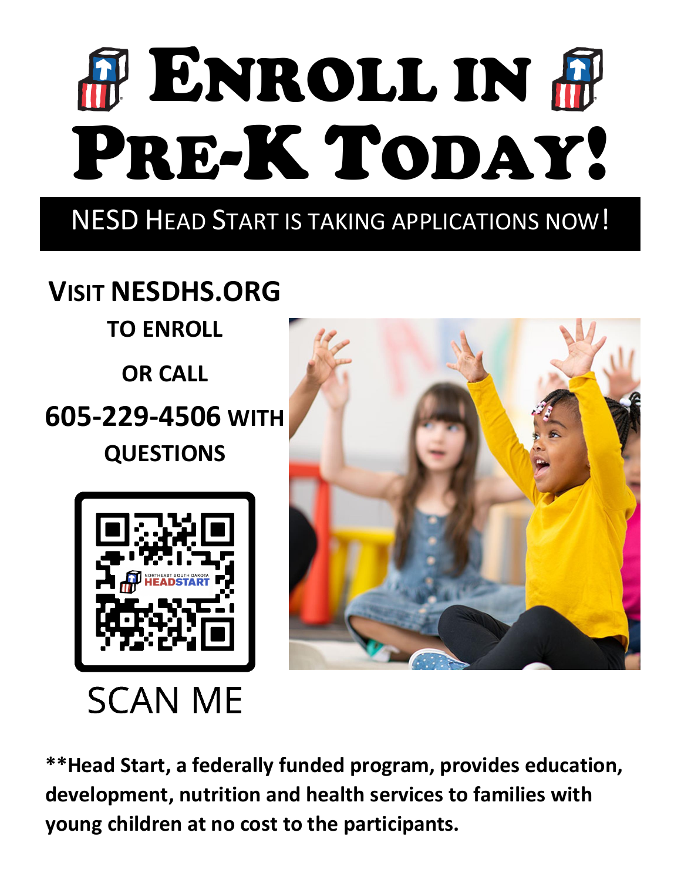# Enroll in Pre-K Today!

**NESD Head Start is taking applications now!**

**Visit NESDHS.ORG**

**TO ENROLL**

**OR CALL**

**605-229-4506 WITH QUESTIONS**

SCAN ME

**Head Start, a federally funded program, provides education, development, nutrition and health services to families with young children at no cost to the participants.**